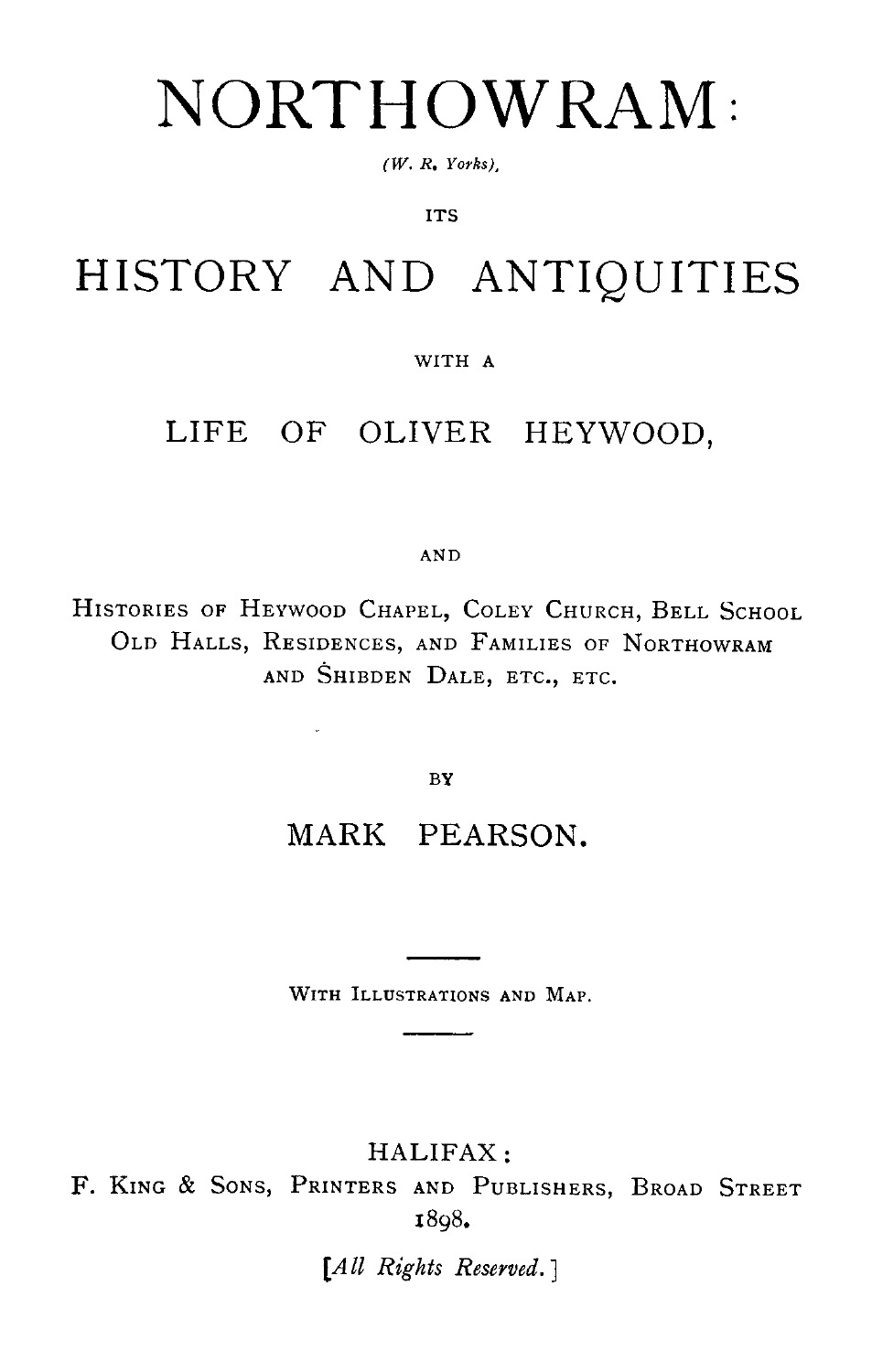# NORTHOWRAM:

*(W. R. Yorks),*

ITS

# HISTORY AND ANTIQUITIES

WITH A

## LIFE OF OLIVER HEYWOOD,

AND

HISTORIES OF HEYWOOD CHAPEL, COLEY CHURCH, BELL SCHOOL OLD HALLS, RESIDENCES, AND FAMILIES OF NORTHOWRAM AND SHIBDEN DALE, ETC., ETC.

BY

## MARK PEARSON.

---

WITH ILLUSTRATIONS AND MAP.

---

HALIFAX:
F. KING & SONS, PRINTERS AND PUBLISHERS, BROAD STREET
1898.

[*All Rights Reserved.*]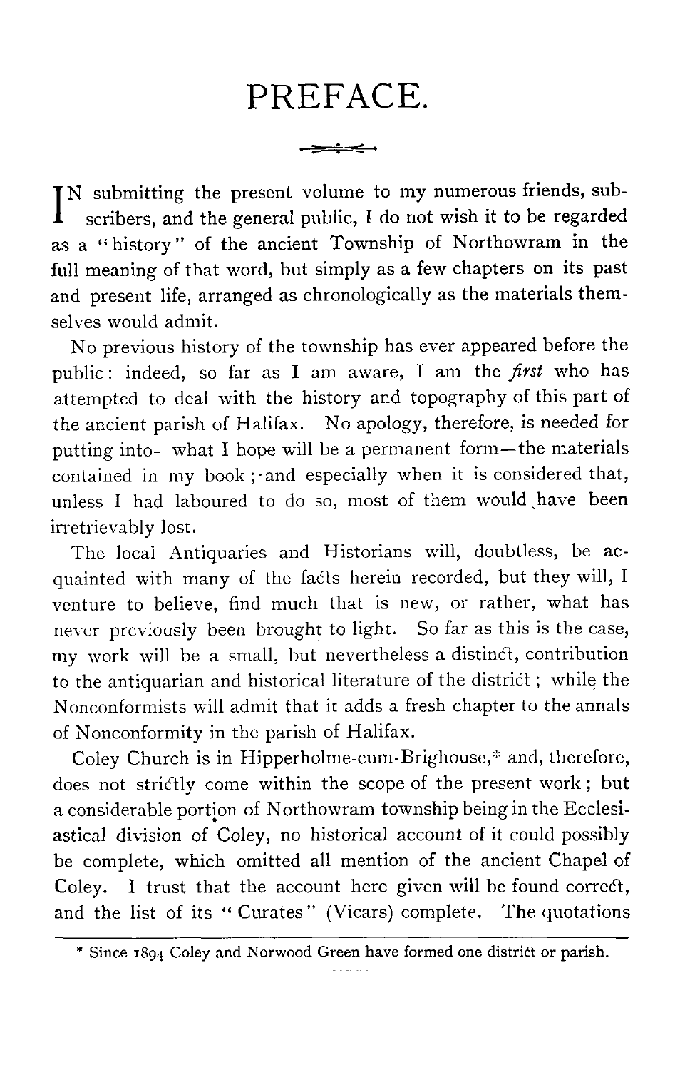# PREFACE.

IN submitting the present volume to my numerous friends, subscribers, and the general public, I do not wish it to be regarded as a "history" of the ancient Township of Northowram in the full meaning of that word, but simply as a few chapters on its past and present life, arranged as chronologically as the materials themselves would admit.

No previous history of the township has ever appeared before the public: indeed, so far as I am aware, I am the *first* who has attempted to deal with the history and topography of this part of the ancient parish of Halifax. No apology, therefore, is needed for putting into—what I hope will be a permanent form—the materials contained in my book; and especially when it is considered that, unless I had laboured to do so, most of them would have been irretrievably lost.

The local Antiquaries and Historians will, doubtless, be acquainted with many of the facts herein recorded, but they will, I venture to believe, find much that is new, or rather, what has never previously been brought to light. So far as this is the case, my work will be a small, but nevertheless a distinct, contribution to the antiquarian and historical literature of the district; while the Nonconformists will admit that it adds a fresh chapter to the annals of Nonconformity in the parish of Halifax.

Coley Church is in Hipperholme-cum-Brighouse,* and, therefore, does not strictly come within the scope of the present work; but a considerable portion of Northowram township being in the Ecclesiastical division of Coley, no historical account of it could possibly be complete, which omitted all mention of the ancient Chapel of Coley. I trust that the account here given will be found correct, and the list of its "Curates" (Vicars) complete. The quotations

* Since 1894 Coley and Norwood Green have formed one district or parish.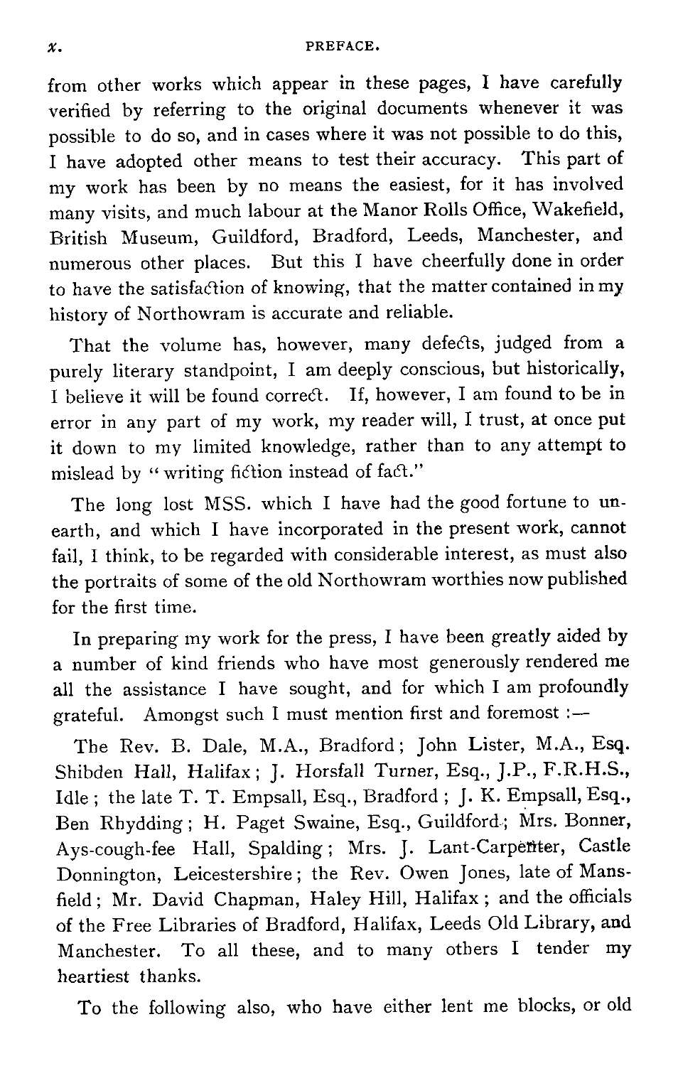from other works which appear in these pages, I have carefully verified by referring to the original documents whenever it was possible to do so, and in cases where it was not possible to do this, I have adopted other means to test their accuracy. This part of my work has been by no means the easiest, for it has involved many visits, and much labour at the Manor Rolls Office, Wakefield, British Museum, Guildford, Bradford, Leeds, Manchester, and numerous other places. But this I have cheerfully done in order to have the satisfaction of knowing, that the matter contained in my history of Northowram is accurate and reliable.

That the volume has, however, many defects, judged from a purely literary standpoint, I am deeply conscious, but historically, I believe it will be found correct. If, however, I am found to be in error in any part of my work, my reader will, I trust, at once put it down to my limited knowledge, rather than to any attempt to mislead by "writing fiction instead of fact."

The long lost MSS. which I have had the good fortune to unearth, and which I have incorporated in the present work, cannot fail, I think, to be regarded with considerable interest, as must also the portraits of some of the old Northowram worthies now published for the first time.

In preparing my work for the press, I have been greatly aided by a number of kind friends who have most generously rendered me all the assistance I have sought, and for which I am profoundly grateful. Amongst such I must mention first and foremost :—

The Rev. B. Dale, M.A., Bradford; John Lister, M.A., Esq. Shibden Hall, Halifax; J. Horsfall Turner, Esq., J.P., F.R.H.S., Idle; the late T. T. Empsall, Esq., Bradford; J. K. Empsall, Esq., Ben Rhydding; H. Paget Swaine, Esq., Guildford; Mrs. Bonner, Ays-cough-fee Hall, Spalding; Mrs. J. Lant-Carpenter, Castle Donnington, Leicestershire; the Rev. Owen Jones, late of Mansfield; Mr. David Chapman, Haley Hill, Halifax; and the officials of the Free Libraries of Bradford, Halifax, Leeds Old Library, and Manchester. To all these, and to many others I tender my heartiest thanks.

To the following also, who have either lent me blocks, or old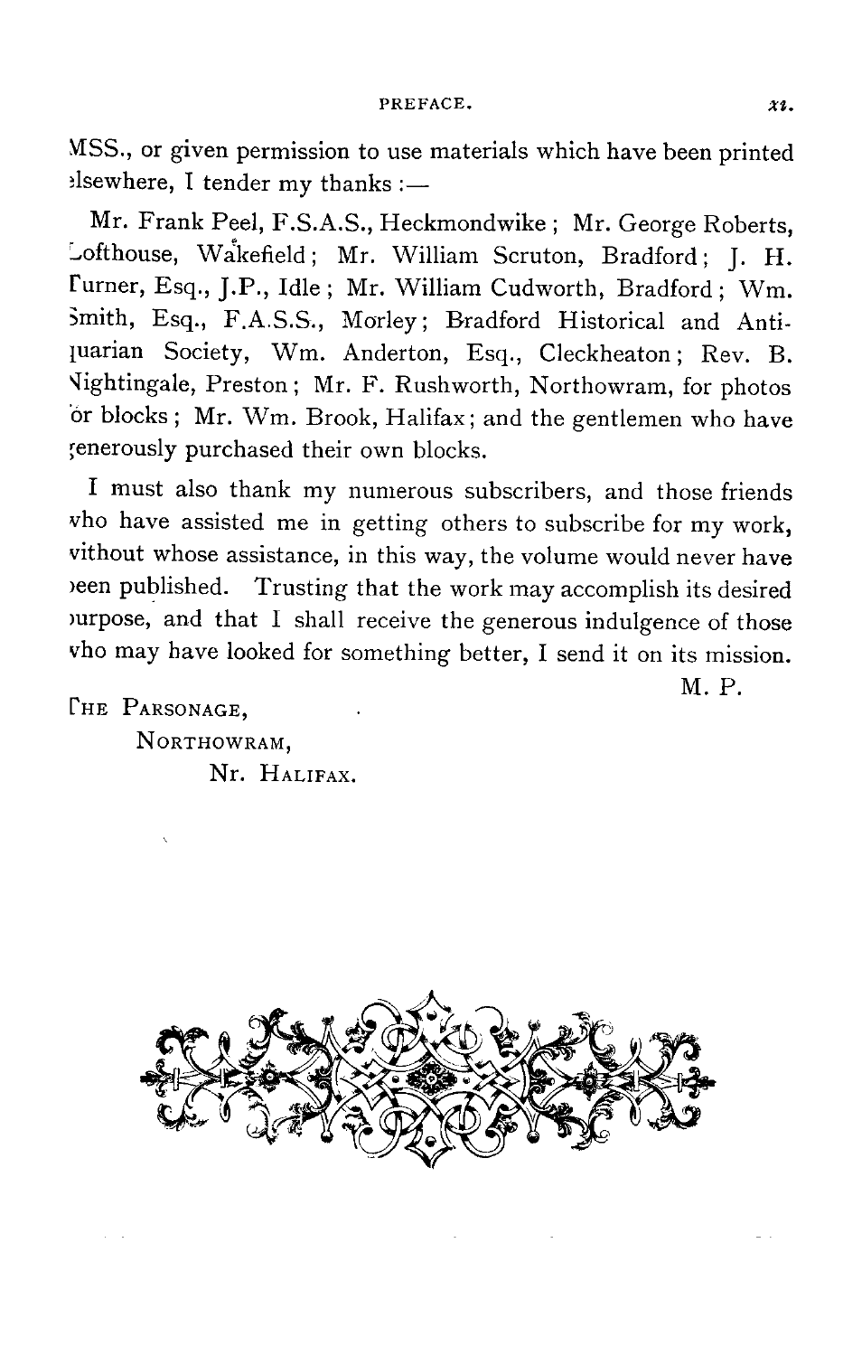MSS., or given permission to use materials which have been printed elsewhere, I tender my thanks :—

Mr. Frank Peel, F.S.A.S., Heckmondwike ; Mr. George Roberts, Lofthouse, Wakefield ; Mr. William Scruton, Bradford ; J. H. Turner, Esq., J.P., Idle ; Mr. William Cudworth, Bradford ; Wm. Smith, Esq., F.A.S.S., Morley ; Bradford Historical and Antiquarian Society, Wm. Anderton, Esq., Cleckheaton ; Rev. B. Nightingale, Preston ; Mr. F. Rushworth, Northowram, for photos or blocks ; Mr. Wm. Brook, Halifax ; and the gentlemen who have generously purchased their own blocks.

I must also thank my numerous subscribers, and those friends who have assisted me in getting others to subscribe for my work, without whose assistance, in this way, the volume would never have been published. Trusting that the work may accomplish its desired purpose, and that I shall receive the generous indulgence of those who may have looked for something better, I send it on its mission.

M. P.

THE PARSONAGE,
NORTHOWRAM,
NR. HALIFAX.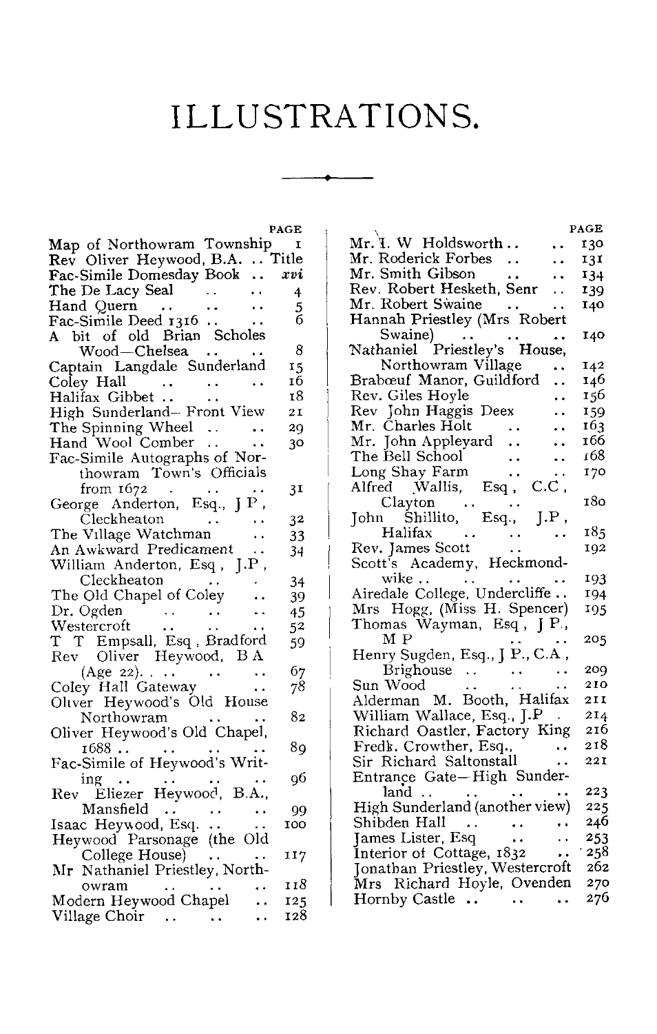# ILLUSTRATIONS.

| | PAGE |
|---|---|
| Map of Northowram Township | 1 |
| Rev Oliver Heywood, B.A. | Title |
| Fac-Simile Domesday Book | *xvi* |
| The De Lacy Seal | 4 |
| Hand Quern | 5 |
| Fac-Simile Deed 1316 | 6 |
| A bit of old Brian Scholes Wood—Chelsea | 8 |
| Captain Langdale Sunderland | 15 |
| Coley Hall | 16 |
| Halifax Gibbet | 18 |
| High Sunderland—Front View | 21 |
| The Spinning Wheel | 29 |
| Hand Wool Comber | 30 |
| Fac-Simile Autographs of Northowram Town's Officials from 1672 | 31 |
| George Anderton, Esq., J P, Cleckheaton | 32 |
| The Village Watchman | 33 |
| An Awkward Predicament | 34 |
| William Anderton, Esq, J.P, Cleckheaton | 34 |
| The Old Chapel of Coley | 39 |
| Dr. Ogden | 45 |
| Westercroft | 52 |
| T T Empsall, Esq, Bradford | 59 |
| Rev Oliver Heywood, B A (Age 22). | 67 |
| Coley Hall Gateway | 78 |
| Oliver Heywood's Old House Northowram | 82 |
| Oliver Heywood's Old Chapel, 1688 | 89 |
| Fac-Simile of Heywood's Writing | 96 |
| Rev Eliezer Heywood, B.A., Mansfield | 99 |
| Isaac Heywood, Esq. | 100 |
| Heywood Parsonage (the Old College House) | 117 |
| Mr Nathaniel Priestley, Northowram | 118 |
| Modern Heywood Chapel | 125 |
| Village Choir | 128 |
| Mr. I. W Holdsworth | 130 |
| Mr. Roderick Forbes | 131 |
| Mr. Smith Gibson | 134 |
| Rev. Robert Hesketh, Senr | 139 |
| Mr. Robert Swaine | 140 |
| Hannah Priestley (Mrs Robert Swaine) | 140 |
| Nathaniel Priestley's House, Northowram Village | 142 |
| Brabœuf Manor, Guildford | 146 |
| Rev. Giles Hoyle | 156 |
| Rev John Haggis Deex | 159 |
| Mr. Charles Holt | 163 |
| Mr. John Appleyard | 166 |
| The Bell School | 168 |
| Long Shay Farm | 170 |
| Alfred Wallis, Esq, C.C, Clayton | 180 |
| John Shillito, Esq., J.P, Halifax | 185 |
| Rev. James Scott | 192 |
| Scott's Academy, Heckmondwike | 193 |
| Airedale College, Undercliffe | 194 |
| Mrs Hogg, (Miss H. Spencer) | 195 |
| Thomas Wayman, Esq, J P., M P | 205 |
| Henry Sugden, Esq., J P., C.A, Brighouse | 209 |
| Sun Wood | 210 |
| Alderman M. Booth, Halifax | 211 |
| William Wallace, Esq., J.P | 214 |
| Richard Oastler, Factory King | 216 |
| Fredk. Crowther, Esq., | 218 |
| Sir Richard Saltonstall | 221 |
| Entrance Gate—High Sunderland | 223 |
| High Sunderland (another view) | 225 |
| Shibden Hall | 246 |
| James Lister, Esq | 253 |
| Interior of Cottage, 1832 | 258 |
| Jonathan Priestley, Westercroft | 262 |
| Mrs Richard Hoyle, Ovenden | 270 |
| Hornby Castle | 276 |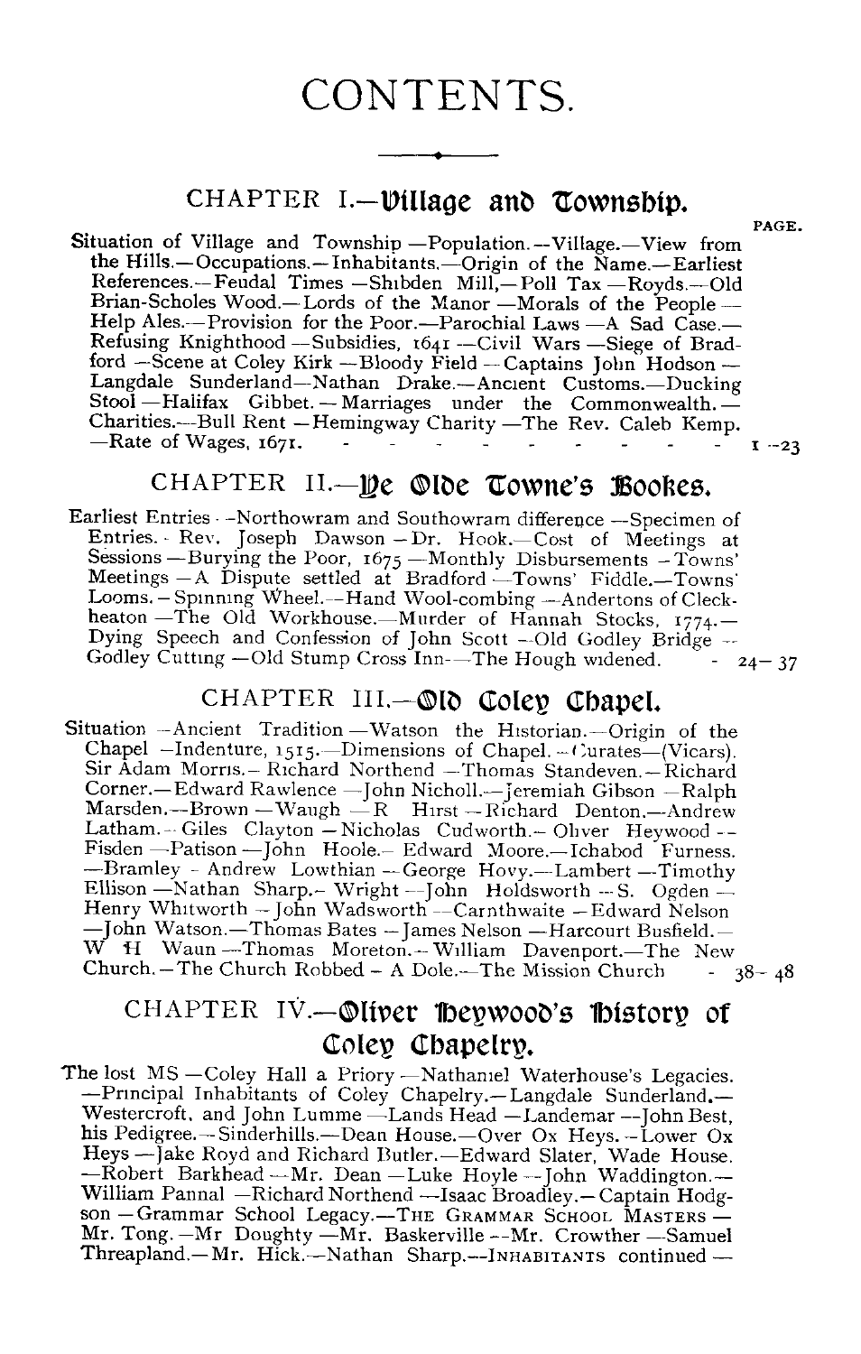# CONTENTS.

## CHAPTER I.—Village and Township.

PAGE.

Situation of Village and Township —Population.—Village.—View from the Hills.—Occupations.—Inhabitants.—Origin of the Name.—Earliest References.—Feudal Times —Shibden Mill,—Poll Tax —Royds.—Old Brian-Scholes Wood.—Lords of the Manor —Morals of the People — Help Ales.—Provision for the Poor.—Parochial Laws —A Sad Case.— Refusing Knighthood —Subsidies, 1641 —Civil Wars —Siege of Bradford —Scene at Coley Kirk —Bloody Field —Captains John Hodson — Langdale Sunderland—Nathan Drake.—Ancient Customs.—Ducking Stool —Halifax Gibbet. — Marriages under the Commonwealth. — Charities.—Bull Rent —Hemingway Charity —The Rev. Caleb Kemp. —Rate of Wages, 1671. - - - - - - - - - - - 1 –23

## CHAPTER II.—Ye Olde Towne's Bookes.

Earliest Entries —Northowram and Southowram difference —Specimen of Entries. - Rev. Joseph Dawson —Dr. Hook.—Cost of Meetings at Sessions —Burying the Poor, 1675 —Monthly Disbursements —Towns' Meetings —A Dispute settled at Bradford —Towns' Fiddle.—Towns' Looms.—Spinning Wheel.—Hand Wool-combing —Andertons of Cleckheaton —The Old Workhouse.—Murder of Hannah Stocks, 1774.— Dying Speech and Confession of John Scott —Old Godley Bridge — Godley Cutting —Old Stump Cross Inn—The Hough widened. - 24– 37

## CHAPTER III.—Old Coley Chapel.

Situation —Ancient Tradition —Watson the Historian.—Origin of the Chapel —Indenture, 1515.—Dimensions of Chapel.—Curates—(Vicars). Sir Adam Morris.—Richard Northend —Thomas Standeven.—Richard Corner.—Edward Rawlence —John Nicholl.—Jeremiah Gibson —Ralph Marsden.—Brown —Waugh —R Hirst —Richard Denton.—Andrew Latham.—Giles Clayton —Nicholas Cudworth.—Oliver Heywood — Fisden —Patison —John Hoole.—Edward Moore.—Ichabod Furness. —Bramley - Andrew Lowthian —George Hovy.—Lambert —Timothy Ellison —Nathan Sharp.—Wright —John Holdsworth —S. Ogden — Henry Whitworth —John Wadsworth —Carnthwaite —Edward Nelson —John Watson.—Thomas Bates —James Nelson —Harcourt Busfield.— W H Waun —Thomas Moreton.—William Davenport.—The New Church.—The Church Robbed – A Dole.—The Mission Church - 38– 48

## CHAPTER IV.—Oliver Heywood's History of Coley Chapelry.

The lost MS —Coley Hall a Priory —Nathaniel Waterhouse's Legacies. —Principal Inhabitants of Coley Chapelry.—Langdale Sunderland.— Westercroft, and John Lumme —Lands Head —Landemar —John Best, his Pedigree.—Sinderhills.—Dean House.—Over Ox Heys.—Lower Ox Heys —Jake Royd and Richard Butler.—Edward Slater, Wade House. —Robert Barkhead —Mr. Dean —Luke Hoyle —John Waddington.— William Pannal —Richard Northend —Isaac Broadley.—Captain Hodgson —Grammar School Legacy.—THE GRAMMAR SCHOOL MASTERS — Mr. Tong.—Mr Doughty —Mr. Baskerville —Mr. Crowther —Samuel Threapland.—Mr. Hick.—Nathan Sharp.—INHABITANTS continued —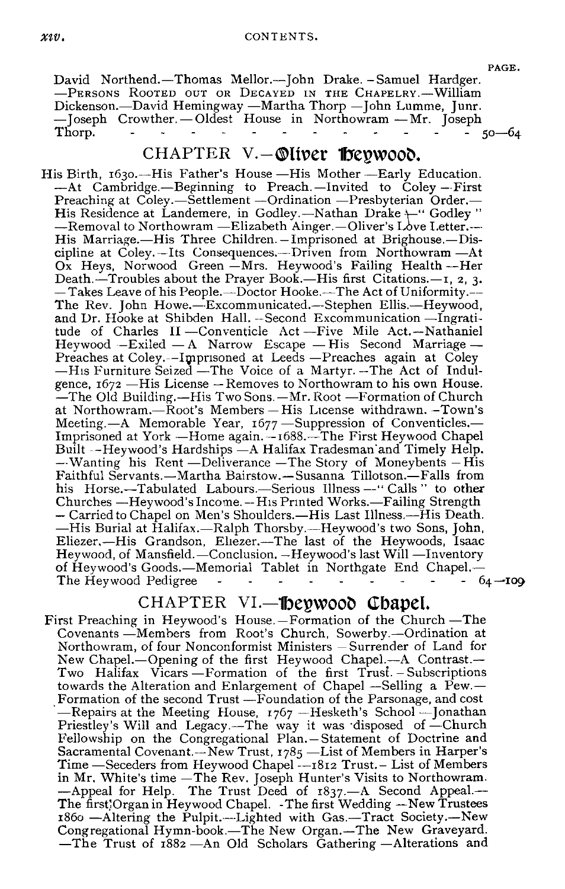PAGE.

David Northend.—Thomas Mellor.—John Drake.—Samuel Hardger.—PERSONS ROOTED OUT OR DECAYED IN THE CHAPELRY.—William Dickenson.—David Hemingway —Martha Thorp —John Lumme, Junr.—Joseph Crowther.—Oldest House in Northowram —Mr. Joseph Thorp. - - - - - - - - - - - - - 50—64

## CHAPTER V.—Oliver Heywood.

His Birth, 1630.—His Father's House —His Mother —Early Education.—At Cambridge.—Beginning to Preach.—Invited to Coley —First Preaching at Coley.—Settlement —Ordination —Presbyterian Order.—His Residence at Landemere, in Godley.—Nathan Drake —"Godley"—Removal to Northowram —Elizabeth Ainger.—Oliver's Love Letter.—His Marriage.—His Three Children.—Imprisoned at Brighouse.—Discipline at Coley.—Its Consequences.—Driven from Northowram —At Ox Heys, Norwood Green —Mrs. Heywood's Failing Health —Her Death.—Troubles about the Prayer Book.—His first Citations.—1, 2, 3.—Takes Leave of his People.—Doctor Hooke.—The Act of Uniformity.—The Rev. John Howe.—Excommunicated.—Stephen Ellis.—Heywood, and Dr. Hooke at Shibden Hall.—Second Excommunication —Ingratitude of Charles II —Conventicle Act —Five Mile Act.—Nathaniel Heywood —Exiled —A Narrow Escape —His Second Marriage —Preaches at Coley.—Imprisoned at Leeds —Preaches again at Coley —His Furniture Seized —The Voice of a Martyr.—The Act of Indulgence, 1672 —His License —Removes to Northowram to his own House.—The Old Building.—His Two Sons.—Mr. Root —Formation of Church at Northowram.—Root's Members —His License withdrawn.—Town's Meeting.—A Memorable Year, 1677 —Suppression of Conventicles.—Imprisoned at York —Home again.—1688.—The First Heywood Chapel Built —Heywood's Hardships —A Halifax Tradesman and Timely Help.—Wanting his Rent —Deliverance —The Story of Moneybents —His Faithful Servants.—Martha Bairstow.—Susanna Tillotson.—Falls from his Horse.—Tabulated Labours.—Serious Illness —"Calls" to other Churches —Heywood's Income.—His Printed Works.—Failing Strength —Carried to Chapel on Men's Shoulders.—His Last Illness.—His Death.—His Burial at Halifax.—Ralph Thorsby.—Heywood's two Sons, John, Eliezer.—His Grandson, Eliezer.—The last of the Heywoods, Isaac Heywood, of Mansfield.—Conclusion.—Heywood's last Will —Inventory of Heywood's Goods.—Memorial Tablet in Northgate End Chapel.—The Heywood Pedigree - - - - - - - - - - - 64—109

## CHAPTER VI.—Heywood Chapel.

First Preaching in Heywood's House.—Formation of the Church —The Covenants —Members from Root's Church, Sowerby.—Ordination at Northowram, of four Nonconformist Ministers —Surrender of Land for New Chapel.—Opening of the first Heywood Chapel.—A Contrast.—Two Halifax Vicars —Formation of the first Trust.—Subscriptions towards the Alteration and Enlargement of Chapel —Selling a Pew.—Formation of the second Trust —Foundation of the Parsonage, and cost —Repairs at the Meeting House, 1767 —Hesketh's School —Jonathan Priestley's Will and Legacy.—The way it was disposed of —Church Fellowship on the Congregational Plan.—Statement of Doctrine and Sacramental Covenant.—New Trust, 1785 —List of Members in Harper's Time —Seceders from Heywood Chapel —1812 Trust.—List of Members in Mr. White's time —The Rev. Joseph Hunter's Visits to Northowram.—Appeal for Help. The Trust Deed of 1837.—A Second Appeal.—The first Organ in Heywood Chapel. —The first Wedding —New Trustees 1860 —Altering the Pulpit.—Lighted with Gas.—Tract Society.—New Congregational Hymn-book.—The New Organ.—The New Graveyard.—The Trust of 1882 —An Old Scholars Gathering —Alterations and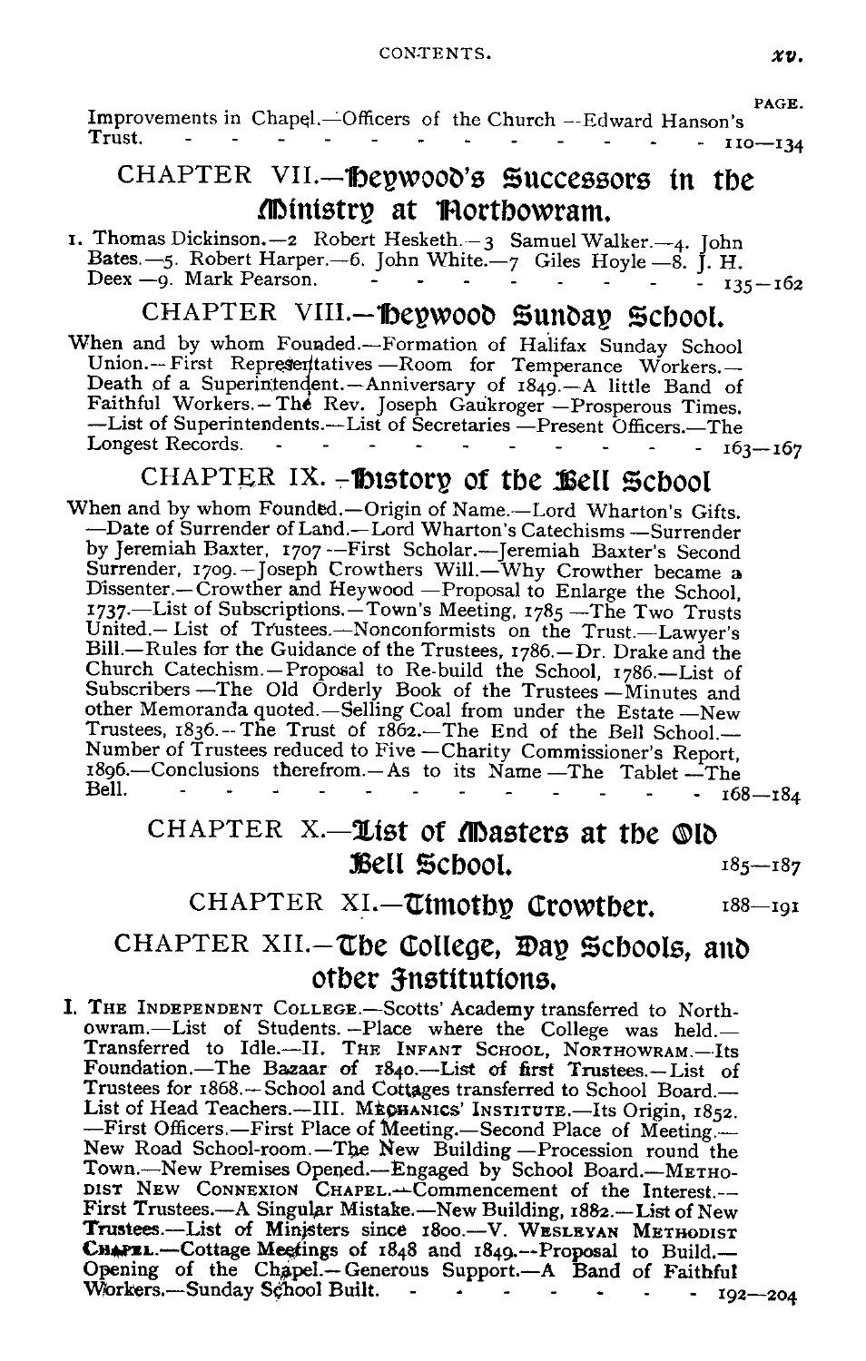Improvements in Chapel.—Officers of the Church —Edward Hanson's Trust. - - - - - - - - - - - - - - - 110—134

## CHAPTER VII.—Heywood's Successors in the Ministry at Northowram.

1. Thomas Dickinson.—2 Robert Hesketh.—3 Samuel Walker.—4. John Bates.—5. Robert Harper.—6. John White.—7 Giles Hoyle —8. J. H. Deex —9. Mark Pearson. - - - - - - - - - 135—162

## CHAPTER VIII.—Heywood Sunday School.

When and by whom Founded.—Formation of Halifax Sunday School Union.—First Representatives —Room for Temperance Workers.—Death of a Superintendent.—Anniversary of 1849.—A little Band of Faithful Workers.—The Rev. Joseph Gaukroger —Prosperous Times. —List of Superintendents.—List of Secretaries —Present Officers.—The Longest Records. - - - - - - - - - - - - - - 163—167

## CHAPTER IX. —History of the Bell School

When and by whom Founded.—Origin of Name.—Lord Wharton's Gifts. —Date of Surrender of Land.—Lord Wharton's Catechisms —Surrender by Jeremiah Baxter, 1707 —First Scholar.—Jeremiah Baxter's Second Surrender, 1709.—Joseph Crowthers Will.—Why Crowther became a Dissenter.—Crowther and Heywood —Proposal to Enlarge the School, 1737.—List of Subscriptions.—Town's Meeting, 1785 —The Two Trusts United.—List of Trustees.—Nonconformists on the Trust.—Lawyer's Bill.—Rules for the Guidance of the Trustees, 1786.—Dr. Drake and the Church Catechism.—Proposal to Re-build the School, 1786.—List of Subscribers —The Old Orderly Book of the Trustees —Minutes and other Memoranda quoted.—Selling Coal from under the Estate —New Trustees, 1836.—The Trust of 1862.—The End of the Bell School.—Number of Trustees reduced to Five —Charity Commissioner's Report, 1896.—Conclusions therefrom.—As to its Name —The Tablet —The Bell. - - - - - - - - - - - - - - 168—184

## CHAPTER X.—List of Masters at the Old Bell School. 185—187

## CHAPTER XI.—Timothy Crowther. 188—191

## CHAPTER XII.—The College, Day Schools, and other Institutions.

I. The Independent College.—Scotts' Academy transferred to Northowram.—List of Students.—Place where the College was held.—Transferred to Idle.—II. The Infant School, Northowram.—Its Foundation.—The Bazaar of 1840.—List of first Trustees.—List of Trustees for 1868.—School and Cottages transferred to School Board.—List of Head Teachers.—III. Mechanics' Institute.—Its Origin, 1852. —First Officers.—First Place of Meeting.—Second Place of Meeting.—New Road School-room.—The New Building —Procession round the Town.—New Premises Opened.—Engaged by School Board.—Methodist New Connexion Chapel.—Commencement of the Interest.—First Trustees.—A Singular Mistake.—New Building, 1882.—List of New Trustees.—List of Ministers since 1800.—V. Wesleyan Methodist Chapel.—Cottage Meetings of 1848 and 1849.—Proposal to Build.—Opening of the Chapel.—Generous Support.—A Band of Faithful Workers.—Sunday School Built. - - - - - - - - - 192—204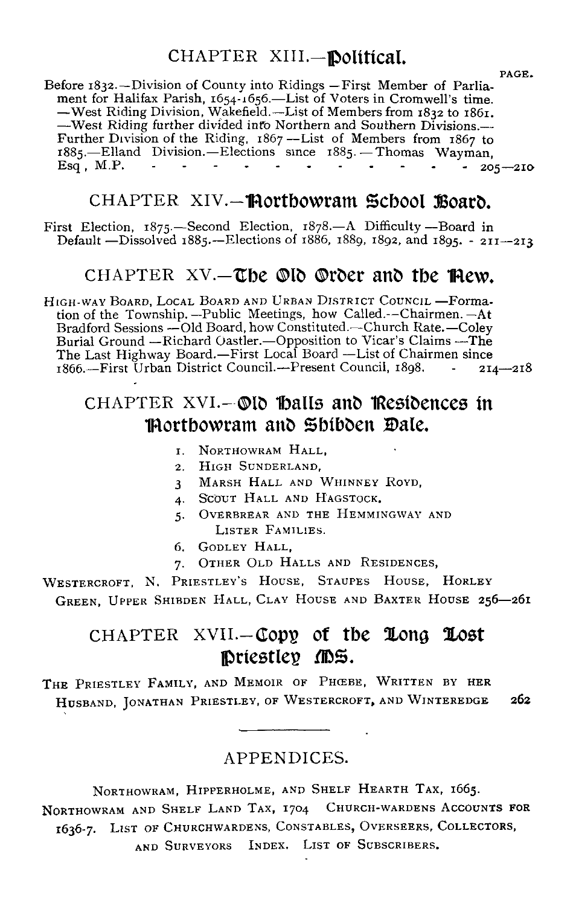## CHAPTER XIII.—Political.

PAGE.

Before 1832.—Division of County into Ridings —First Member of Parliament for Halifax Parish, 1654-1656.—List of Voters in Cromwell's time. —West Riding Division, Wakefield.—List of Members from 1832 to 1861. —West Riding further divided into Northern and Southern Divisions.—Further Division of the Riding, 1867 —List of Members from 1867 to 1885.—Elland Division.—Elections since 1885. —Thomas Wayman, Esq , M.P. - - - - - - - - - - - - 205—210

## CHAPTER XIV.—Northowram School Board.

First Election, 1875.—Second Election, 1878.—A Difficulty —Board in Default —Dissolved 1885.—Elections of 1886, 1889, 1892, and 1895. - 211—213

## CHAPTER XV.—The Old Order and the New.

HIGH-WAY BOARD, LOCAL BOARD AND URBAN DISTRICT COUNCIL —Formation of the Township.—Public Meetings, how Called.—Chairmen.—At Bradford Sessions —Old Board, how Constituted.—Church Rate.—Coley Burial Ground —Richard Oastler.—Opposition to Vicar's Claims —The The Last Highway Board.—First Local Board —List of Chairmen since 1866.—First Urban District Council.—Present Council, 1898. - 214—218

## CHAPTER XVI.—Old Halls and Residences in Northowram and Shibden Dale.

1. NORTHOWRAM HALL,
2. HIGH SUNDERLAND,
3. MARSH HALL AND WHINNEY ROYD,
4. SCOUT HALL AND HAGSTOCK.
5. OVERBREAR AND THE HEMMINGWAY AND LISTER FAMILIES.
6. GODLEY HALL,
7. OTHER OLD HALLS AND RESIDENCES,

WESTERCROFT, N. PRIESTLEY'S HOUSE, STAUPES HOUSE, HORLEY GREEN, UPPER SHIBDEN HALL, CLAY HOUSE AND BAXTER HOUSE 256—261

## CHAPTER XVII.—Copy of the Long Lost Priestley MS.

THE PRIESTLEY FAMILY, AND MEMOIR OF PHŒBE, WRITTEN BY HER HUSBAND, JONATHAN PRIESTLEY, OF WESTERCROFT, AND WINTEREDGE 262

---

## APPENDICES.

NORTHOWRAM, HIPPERHOLME, AND SHELF HEARTH TAX, 1665. NORTHOWRAM AND SHELF LAND TAX, 1704 CHURCH-WARDENS ACCOUNTS FOR 1636-7. LIST OF CHURCHWARDENS, CONSTABLES, OVERSEERS, COLLECTORS, AND SURVEYORS INDEX. LIST OF SUBSCRIBERS.